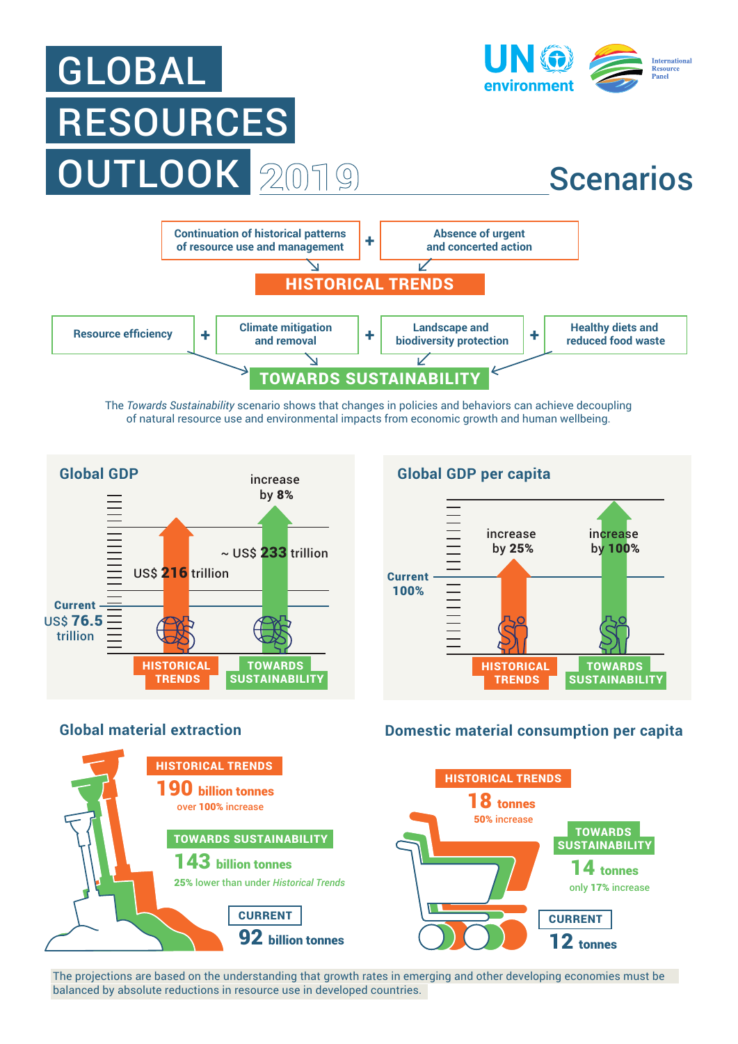# GLOBAL RESOURCES OUTLOOK 2019

UN environment | International Resource Panel

## Scenarios

Continuation of historical patterns of resource use and management + Absence of urgent and concerted action → **HISTORICAL TRENDS**

Resource efficiency + Climate mitigation and removal + Landscape and biodiversity protection + Healthy diets and reduced food waste → **TOWARDS SUSTAINABILITY**

The *Towards Sustainability* scenario shows that changes in policies and behaviors can achieve decoupling of natural resource use and environmental impacts from economic growth and human wellbeing.

### Global GDP

- Current: US$ **76.5** trillion
- HISTORICAL TRENDS: US$ **216** trillion
- TOWARDS SUSTAINABILITY: ~ US$ **233** trillion (increase by **8%**)

### Global GDP per capita

- Current: 100%
- HISTORICAL TRENDS: increase by **25%**
- TOWARDS SUSTAINABILITY: increase by **100%**

### Global material extraction

- HISTORICAL TRENDS: **190 billion tonnes** — over **100%** increase
- TOWARDS SUSTAINABILITY: **143 billion tonnes** — **25%** lower than under *Historical Trends*
- CURRENT: **92 billion tonnes**

### Domestic material consumption per capita

- HISTORICAL TRENDS: **18 tonnes** — **50%** increase
- TOWARDS SUSTAINABILITY: **14 tonnes** — only **17%** increase
- CURRENT: **12 tonnes**

The projections are based on the understanding that growth rates in emerging and other developing economies must be balanced by absolute reductions in resource use in developed countries.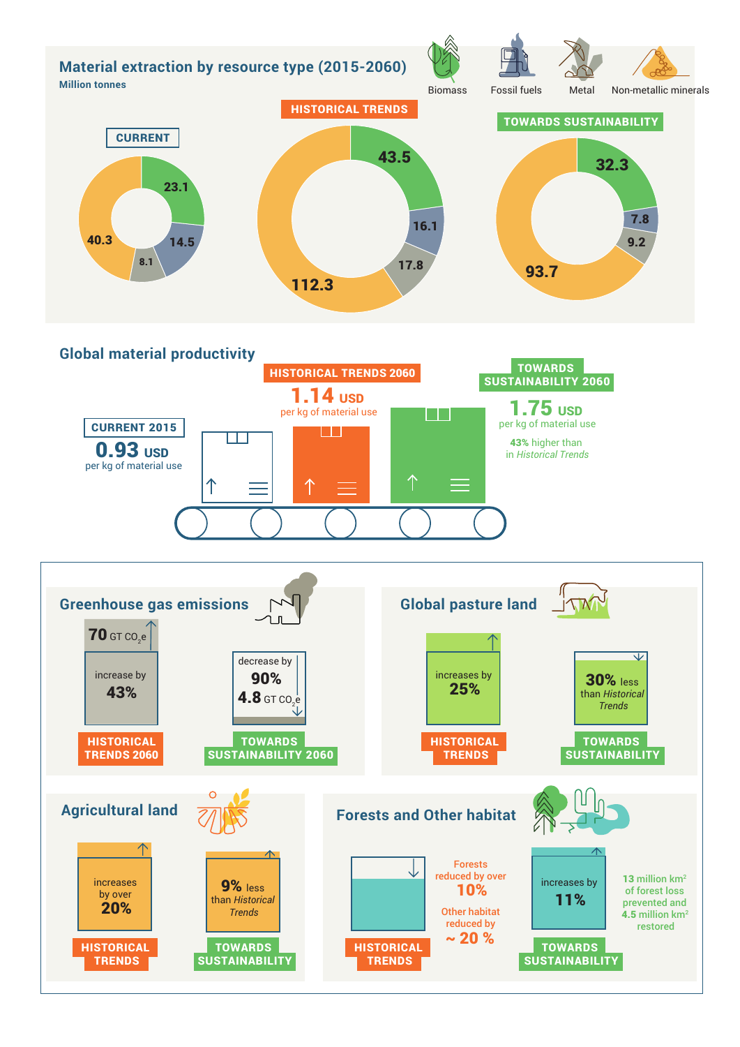## Material extraction by resource type (2015-2060)

Million tonnes

Biomass
Fossil fuels
Metal
Non-metallic minerals

**CURRENT**

23.1
14.5
8.1
40.3

**HISTORICAL TRENDS**

43.5
16.1
17.8
112.3

**TOWARDS SUSTAINABILITY**

32.3
7.8
9.2
93.7

## Global material productivity

**CURRENT 2015**

**0.93 USD**
per kg of material use

**HISTORICAL TRENDS 2060**

**1.14 USD**
per kg of material use

**TOWARDS SUSTAINABILITY 2060**

**1.75 USD**
per kg of material use

**43%** higher than in *Historical Trends*

## Greenhouse gas emissions

**70** GT $CO_2e$

increase by **43%**

**HISTORICAL TRENDS 2060**

decrease by **90%**

**4.8** GT $CO_2e$

**TOWARDS SUSTAINABILITY 2060**

## Global pasture land

increases by **25%**

**HISTORICAL TRENDS**

**30%** less than *Historical Trends*

**TOWARDS SUSTAINABILITY**

## Agricultural land

increases by over **20%**

**HISTORICAL TRENDS**

**9%** less than *Historical Trends*

**TOWARDS SUSTAINABILITY**

## Forests and Other habitat

**HISTORICAL TRENDS**

Forests reduced by over **10%**

Other habitat reduced by **~ 20 %**

increases by **11%**

**TOWARDS SUSTAINABILITY**

**13** million km² of forest loss prevented and **4.5** million km² restored